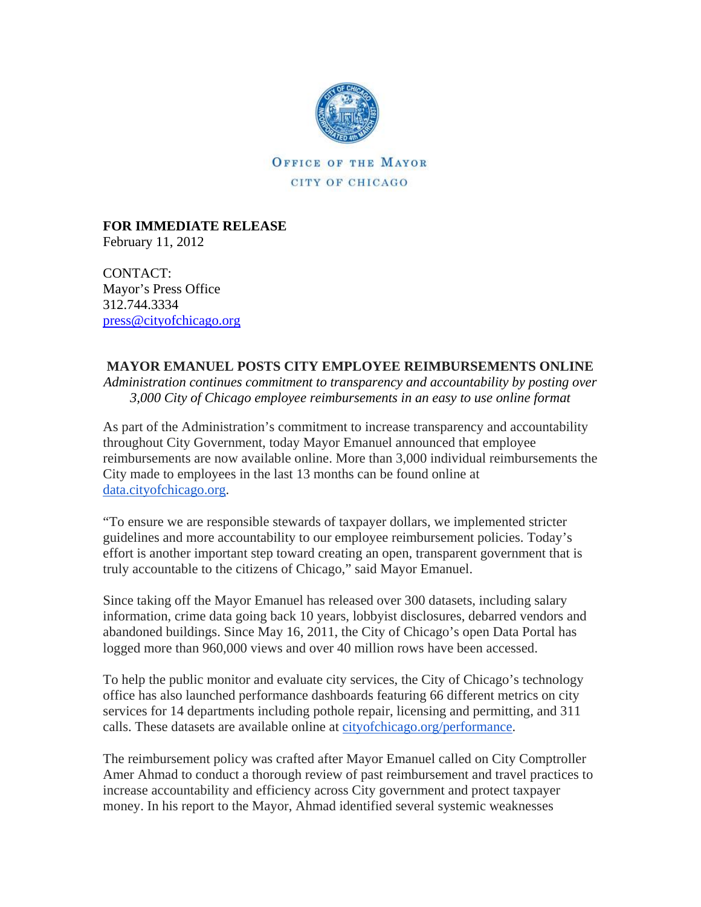OFFICE OF THE MAYOR

CITY OF CHICAGO

**FOR IMMEDIATE RELEASE**
February 11, 2012

CONTACT:
Mayor's Press Office
312.744.3334
press@cityofchicago.org

**MAYOR EMANUEL POSTS CITY EMPLOYEE REIMBURSEMENTS ONLINE**

*Administration continues commitment to transparency and accountability by posting over 3,000 City of Chicago employee reimbursements in an easy to use online format*

As part of the Administration's commitment to increase transparency and accountability throughout City Government, today Mayor Emanuel announced that employee reimbursements are now available online. More than 3,000 individual reimbursements the City made to employees in the last 13 months can be found online at data.cityofchicago.org.

"To ensure we are responsible stewards of taxpayer dollars, we implemented stricter guidelines and more accountability to our employee reimbursement policies. Today's effort is another important step toward creating an open, transparent government that is truly accountable to the citizens of Chicago," said Mayor Emanuel.

Since taking off the Mayor Emanuel has released over 300 datasets, including salary information, crime data going back 10 years, lobbyist disclosures, debarred vendors and abandoned buildings. Since May 16, 2011, the City of Chicago's open Data Portal has logged more than 960,000 views and over 40 million rows have been accessed.

To help the public monitor and evaluate city services, the City of Chicago's technology office has also launched performance dashboards featuring 66 different metrics on city services for 14 departments including pothole repair, licensing and permitting, and 311 calls. These datasets are available online at cityofchicago.org/performance.

The reimbursement policy was crafted after Mayor Emanuel called on City Comptroller Amer Ahmad to conduct a thorough review of past reimbursement and travel practices to increase accountability and efficiency across City government and protect taxpayer money. In his report to the Mayor, Ahmad identified several systemic weaknesses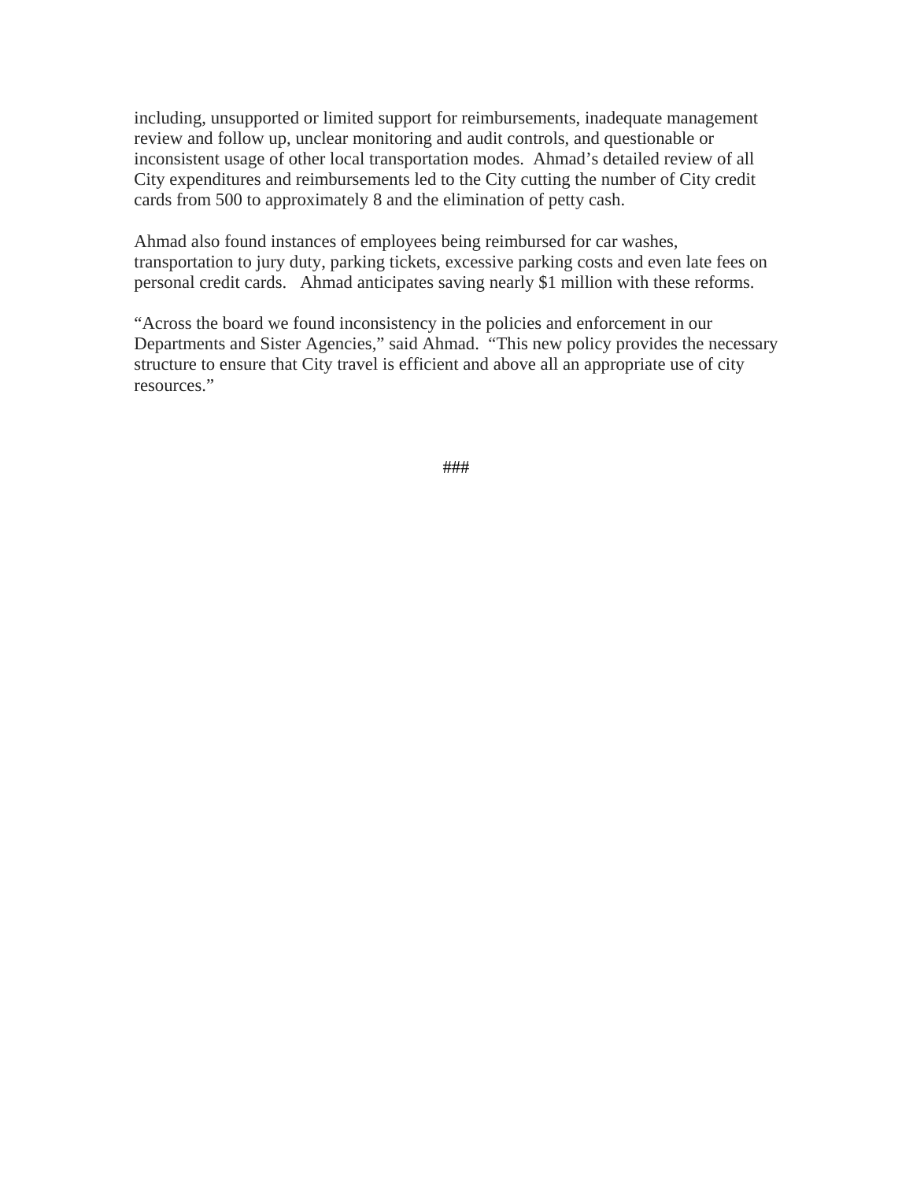including, unsupported or limited support for reimbursements, inadequate management review and follow up, unclear monitoring and audit controls, and questionable or inconsistent usage of other local transportation modes. Ahmad's detailed review of all City expenditures and reimbursements led to the City cutting the number of City credit cards from 500 to approximately 8 and the elimination of petty cash.

Ahmad also found instances of employees being reimbursed for car washes, transportation to jury duty, parking tickets, excessive parking costs and even late fees on personal credit cards. Ahmad anticipates saving nearly $1 million with these reforms.

"Across the board we found inconsistency in the policies and enforcement in our Departments and Sister Agencies," said Ahmad. "This new policy provides the necessary structure to ensure that City travel is efficient and above all an appropriate use of city resources."

###